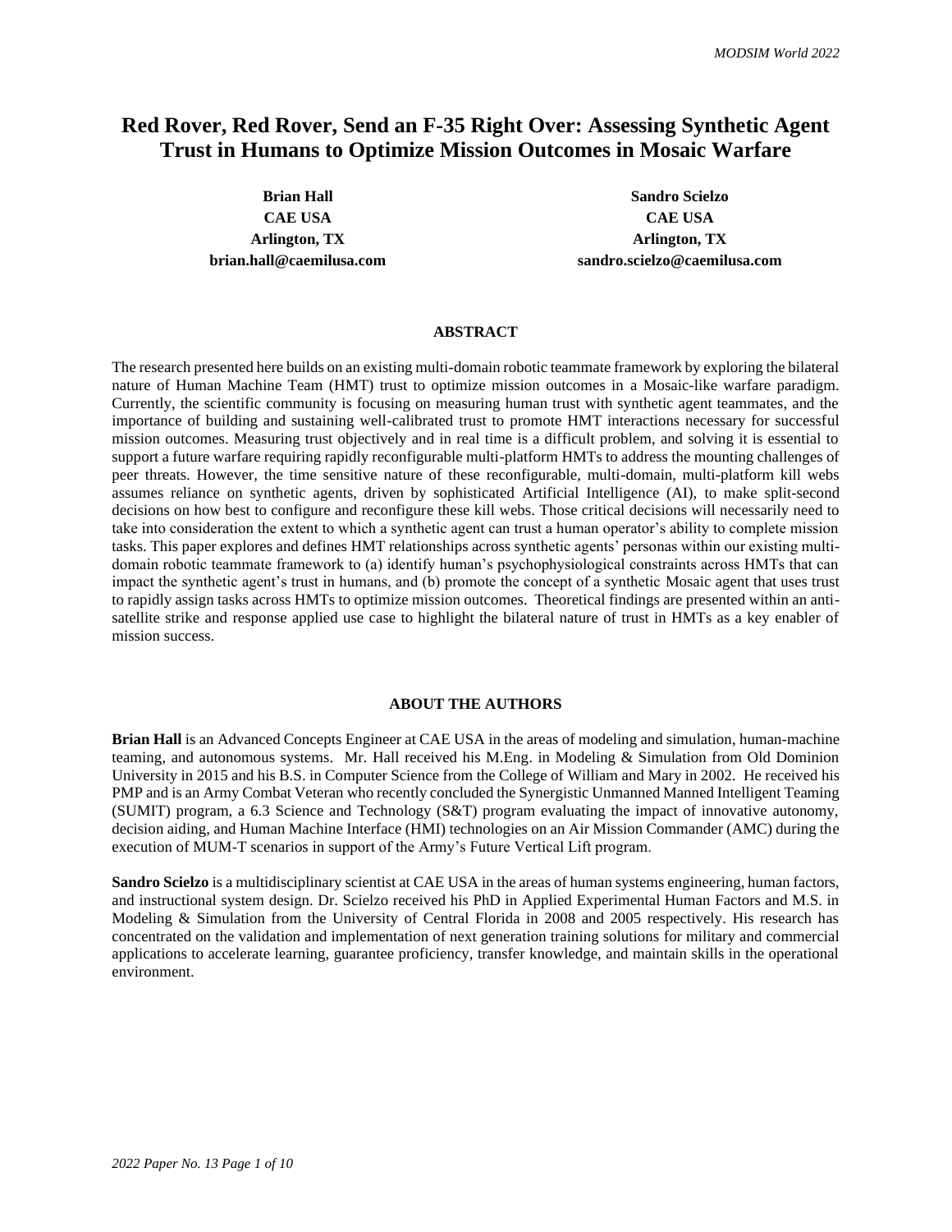# Red Rover, Red Rover, Send an F-35 Right Over: Assessing Synthetic Agent Trust in Humans to Optimize Mission Outcomes in Mosaic Warfare

**Brian Hall**
**CAE USA**
**Arlington, TX**
**brian.hall@caemilusa.com**

**Sandro Scielzo**
**CAE USA**
**Arlington, TX**
**sandro.scielzo@caemilusa.com**

## ABSTRACT

The research presented here builds on an existing multi-domain robotic teammate framework by exploring the bilateral nature of Human Machine Team (HMT) trust to optimize mission outcomes in a Mosaic-like warfare paradigm. Currently, the scientific community is focusing on measuring human trust with synthetic agent teammates, and the importance of building and sustaining well-calibrated trust to promote HMT interactions necessary for successful mission outcomes. Measuring trust objectively and in real time is a difficult problem, and solving it is essential to support a future warfare requiring rapidly reconfigurable multi-platform HMTs to address the mounting challenges of peer threats. However, the time sensitive nature of these reconfigurable, multi-domain, multi-platform kill webs assumes reliance on synthetic agents, driven by sophisticated Artificial Intelligence (AI), to make split-second decisions on how best to configure and reconfigure these kill webs. Those critical decisions will necessarily need to take into consideration the extent to which a synthetic agent can trust a human operator's ability to complete mission tasks. This paper explores and defines HMT relationships across synthetic agents' personas within our existing multi-domain robotic teammate framework to (a) identify human's psychophysiological constraints across HMTs that can impact the synthetic agent's trust in humans, and (b) promote the concept of a synthetic Mosaic agent that uses trust to rapidly assign tasks across HMTs to optimize mission outcomes. Theoretical findings are presented within an anti-satellite strike and response applied use case to highlight the bilateral nature of trust in HMTs as a key enabler of mission success.

## ABOUT THE AUTHORS

**Brian Hall** is an Advanced Concepts Engineer at CAE USA in the areas of modeling and simulation, human-machine teaming, and autonomous systems. Mr. Hall received his M.Eng. in Modeling & Simulation from Old Dominion University in 2015 and his B.S. in Computer Science from the College of William and Mary in 2002. He received his PMP and is an Army Combat Veteran who recently concluded the Synergistic Unmanned Manned Intelligent Teaming (SUMIT) program, a 6.3 Science and Technology (S&T) program evaluating the impact of innovative autonomy, decision aiding, and Human Machine Interface (HMI) technologies on an Air Mission Commander (AMC) during the execution of MUM-T scenarios in support of the Army's Future Vertical Lift program.

**Sandro Scielzo** is a multidisciplinary scientist at CAE USA in the areas of human systems engineering, human factors, and instructional system design. Dr. Scielzo received his PhD in Applied Experimental Human Factors and M.S. in Modeling & Simulation from the University of Central Florida in 2008 and 2005 respectively. His research has concentrated on the validation and implementation of next generation training solutions for military and commercial applications to accelerate learning, guarantee proficiency, transfer knowledge, and maintain skills in the operational environment.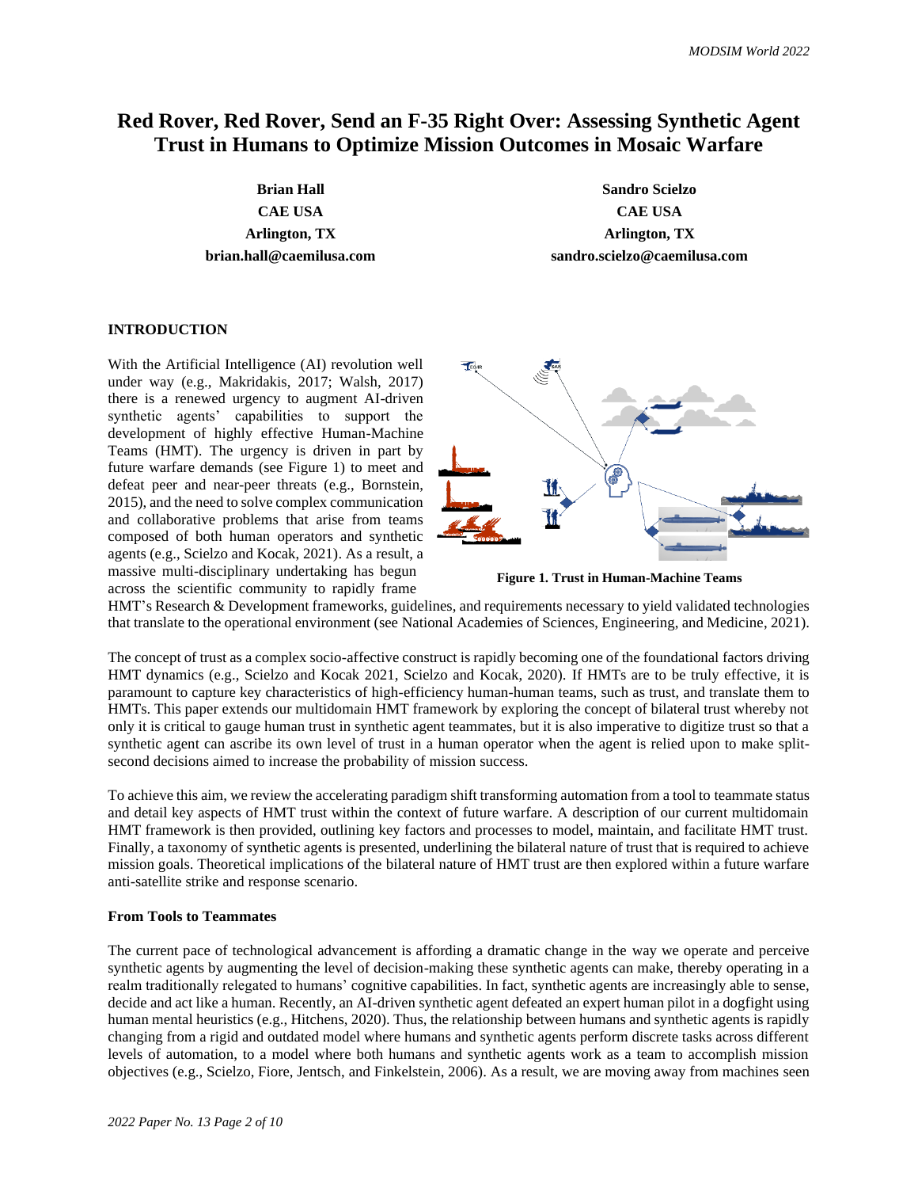# Red Rover, Red Rover, Send an F-35 Right Over: Assessing Synthetic Agent Trust in Humans to Optimize Mission Outcomes in Mosaic Warfare

**Brian Hall**
**CAE USA**
**Arlington, TX**
**brian.hall@caemilusa.com**

**Sandro Scielzo**
**CAE USA**
**Arlington, TX**
**sandro.scielzo@caemilusa.com**

## INTRODUCTION

With the Artificial Intelligence (AI) revolution well under way (e.g., Makridakis, 2017; Walsh, 2017) there is a renewed urgency to augment AI-driven synthetic agents' capabilities to support the development of highly effective Human-Machine Teams (HMT). The urgency is driven in part by future warfare demands (see Figure 1) to meet and defeat peer and near-peer threats (e.g., Bornstein, 2015), and the need to solve complex communication and collaborative problems that arise from teams composed of both human operators and synthetic agents (e.g., Scielzo and Kocak, 2021). As a result, a massive multi-disciplinary undertaking has begun across the scientific community to rapidly frame HMT's Research & Development frameworks, guidelines, and requirements necessary to yield validated technologies that translate to the operational environment (see National Academies of Sciences, Engineering, and Medicine, 2021).

**Figure 1. Trust in Human-Machine Teams**

The concept of trust as a complex socio-affective construct is rapidly becoming one of the foundational factors driving HMT dynamics (e.g., Scielzo and Kocak 2021, Scielzo and Kocak, 2020). If HMTs are to be truly effective, it is paramount to capture key characteristics of high-efficiency human-human teams, such as trust, and translate them to HMTs. This paper extends our multidomain HMT framework by exploring the concept of bilateral trust whereby not only it is critical to gauge human trust in synthetic agent teammates, but it is also imperative to digitize trust so that a synthetic agent can ascribe its own level of trust in a human operator when the agent is relied upon to make split-second decisions aimed to increase the probability of mission success.

To achieve this aim, we review the accelerating paradigm shift transforming automation from a tool to teammate status and detail key aspects of HMT trust within the context of future warfare. A description of our current multidomain HMT framework is then provided, outlining key factors and processes to model, maintain, and facilitate HMT trust. Finally, a taxonomy of synthetic agents is presented, underlining the bilateral nature of trust that is required to achieve mission goals. Theoretical implications of the bilateral nature of HMT trust are then explored within a future warfare anti-satellite strike and response scenario.

### From Tools to Teammates

The current pace of technological advancement is affording a dramatic change in the way we operate and perceive synthetic agents by augmenting the level of decision-making these synthetic agents can make, thereby operating in a realm traditionally relegated to humans' cognitive capabilities. In fact, synthetic agents are increasingly able to sense, decide and act like a human. Recently, an AI-driven synthetic agent defeated an expert human pilot in a dogfight using human mental heuristics (e.g., Hitchens, 2020). Thus, the relationship between humans and synthetic agents is rapidly changing from a rigid and outdated model where humans and synthetic agents perform discrete tasks across different levels of automation, to a model where both humans and synthetic agents work as a team to accomplish mission objectives (e.g., Scielzo, Fiore, Jentsch, and Finkelstein, 2006). As a result, we are moving away from machines seen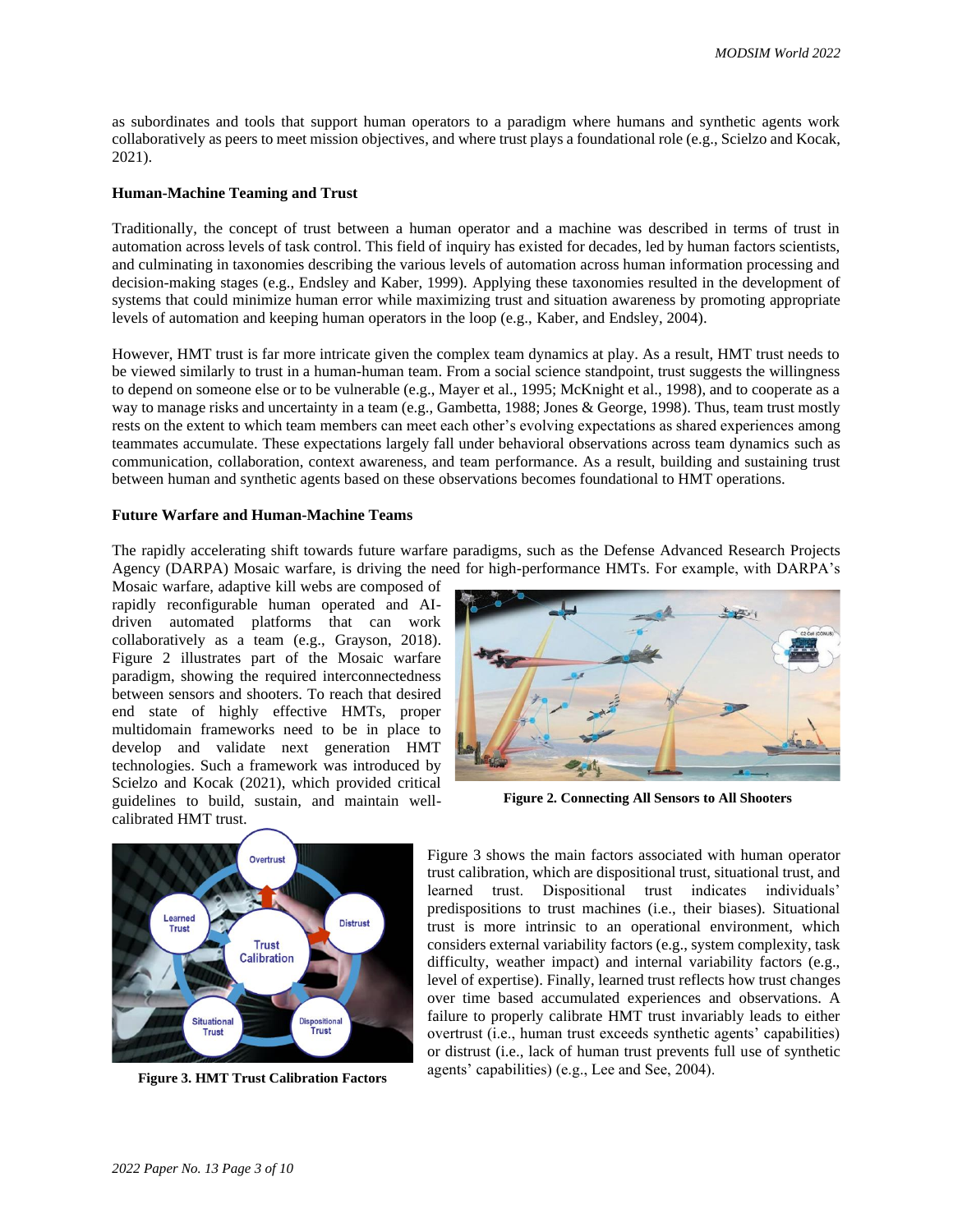as subordinates and tools that support human operators to a paradigm where humans and synthetic agents work collaboratively as peers to meet mission objectives, and where trust plays a foundational role (e.g., Scielzo and Kocak, 2021).

**Human-Machine Teaming and Trust**

Traditionally, the concept of trust between a human operator and a machine was described in terms of trust in automation across levels of task control. This field of inquiry has existed for decades, led by human factors scientists, and culminating in taxonomies describing the various levels of automation across human information processing and decision-making stages (e.g., Endsley and Kaber, 1999). Applying these taxonomies resulted in the development of systems that could minimize human error while maximizing trust and situation awareness by promoting appropriate levels of automation and keeping human operators in the loop (e.g., Kaber, and Endsley, 2004).

However, HMT trust is far more intricate given the complex team dynamics at play. As a result, HMT trust needs to be viewed similarly to trust in a human-human team. From a social science standpoint, trust suggests the willingness to depend on someone else or to be vulnerable (e.g., Mayer et al., 1995; McKnight et al., 1998), and to cooperate as a way to manage risks and uncertainty in a team (e.g., Gambetta, 1988; Jones & George, 1998). Thus, team trust mostly rests on the extent to which team members can meet each other's evolving expectations as shared experiences among teammates accumulate. These expectations largely fall under behavioral observations across team dynamics such as communication, collaboration, context awareness, and team performance. As a result, building and sustaining trust between human and synthetic agents based on these observations becomes foundational to HMT operations.

**Future Warfare and Human-Machine Teams**

The rapidly accelerating shift towards future warfare paradigms, such as the Defense Advanced Research Projects Agency (DARPA) Mosaic warfare, is driving the need for high-performance HMTs. For example, with DARPA's Mosaic warfare, adaptive kill webs are composed of rapidly reconfigurable human operated and AI-driven automated platforms that can work collaboratively as a team (e.g., Grayson, 2018). Figure 2 illustrates part of the Mosaic warfare paradigm, showing the required interconnectedness between sensors and shooters. To reach that desired end state of highly effective HMTs, proper multidomain frameworks need to be in place to develop and validate next generation HMT technologies. Such a framework was introduced by Scielzo and Kocak (2021), which provided critical guidelines to build, sustain, and maintain well-calibrated HMT trust.

**Figure 2. Connecting All Sensors to All Shooters**

**Figure 3. HMT Trust Calibration Factors**

Figure 3 shows the main factors associated with human operator trust calibration, which are dispositional trust, situational trust, and learned trust. Dispositional trust indicates individuals' predispositions to trust machines (i.e., their biases). Situational trust is more intrinsic to an operational environment, which considers external variability factors (e.g., system complexity, task difficulty, weather impact) and internal variability factors (e.g., level of expertise). Finally, learned trust reflects how trust changes over time based accumulated experiences and observations. A failure to properly calibrate HMT trust invariably leads to either overtrust (i.e., human trust exceeds synthetic agents' capabilities) or distrust (i.e., lack of human trust prevents full use of synthetic agents' capabilities) (e.g., Lee and See, 2004).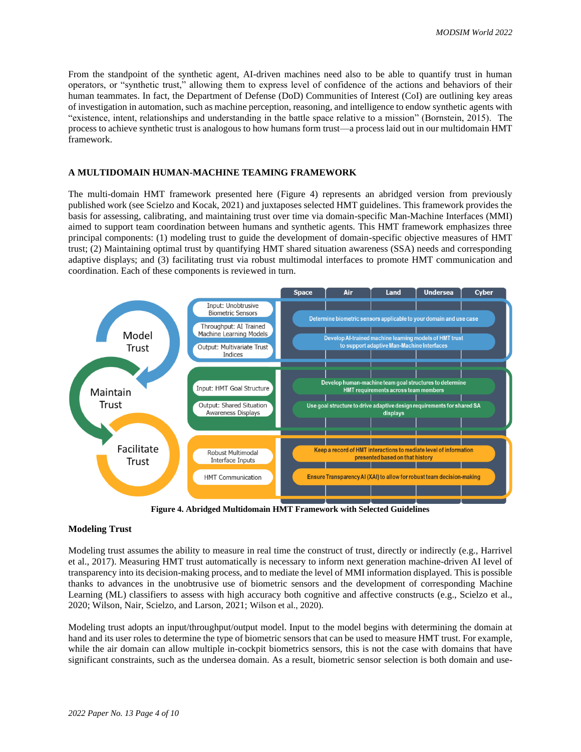From the standpoint of the synthetic agent, AI-driven machines need also to be able to quantify trust in human operators, or "synthetic trust," allowing them to express level of confidence of the actions and behaviors of their human teammates. In fact, the Department of Defense (DoD) Communities of Interest (CoI) are outlining key areas of investigation in automation, such as machine perception, reasoning, and intelligence to endow synthetic agents with "existence, intent, relationships and understanding in the battle space relative to a mission" (Bornstein, 2015). The process to achieve synthetic trust is analogous to how humans form trust—a process laid out in our multidomain HMT framework.

## A MULTIDOMAIN HUMAN-MACHINE TEAMING FRAMEWORK

The multi-domain HMT framework presented here (Figure 4) represents an abridged version from previously published work (see Scielzo and Kocak, 2021) and juxtaposes selected HMT guidelines. This framework provides the basis for assessing, calibrating, and maintaining trust over time via domain-specific Man-Machine Interfaces (MMI) aimed to support team coordination between humans and synthetic agents. This HMT framework emphasizes three principal components: (1) modeling trust to guide the development of domain-specific objective measures of HMT trust; (2) Maintaining optimal trust by quantifying HMT shared situation awareness (SSA) needs and corresponding adaptive displays; and (3) facilitating trust via robust multimodal interfaces to promote HMT communication and coordination. Each of these components is reviewed in turn.

**Figure 4. Abridged Multidomain HMT Framework with Selected Guidelines**

### Modeling Trust

Modeling trust assumes the ability to measure in real time the construct of trust, directly or indirectly (e.g., Harrivel et al., 2017). Measuring HMT trust automatically is necessary to inform next generation machine-driven AI level of transparency into its decision-making process, and to mediate the level of MMI information displayed. This is possible thanks to advances in the unobtrusive use of biometric sensors and the development of corresponding Machine Learning (ML) classifiers to assess with high accuracy both cognitive and affective constructs (e.g., Scielzo et al., 2020; Wilson, Nair, Scielzo, and Larson, 2021; Wilson et al., 2020).

Modeling trust adopts an input/throughput/output model. Input to the model begins with determining the domain at hand and its user roles to determine the type of biometric sensors that can be used to measure HMT trust. For example, while the air domain can allow multiple in-cockpit biometrics sensors, this is not the case with domains that have significant constraints, such as the undersea domain. As a result, biometric sensor selection is both domain and use-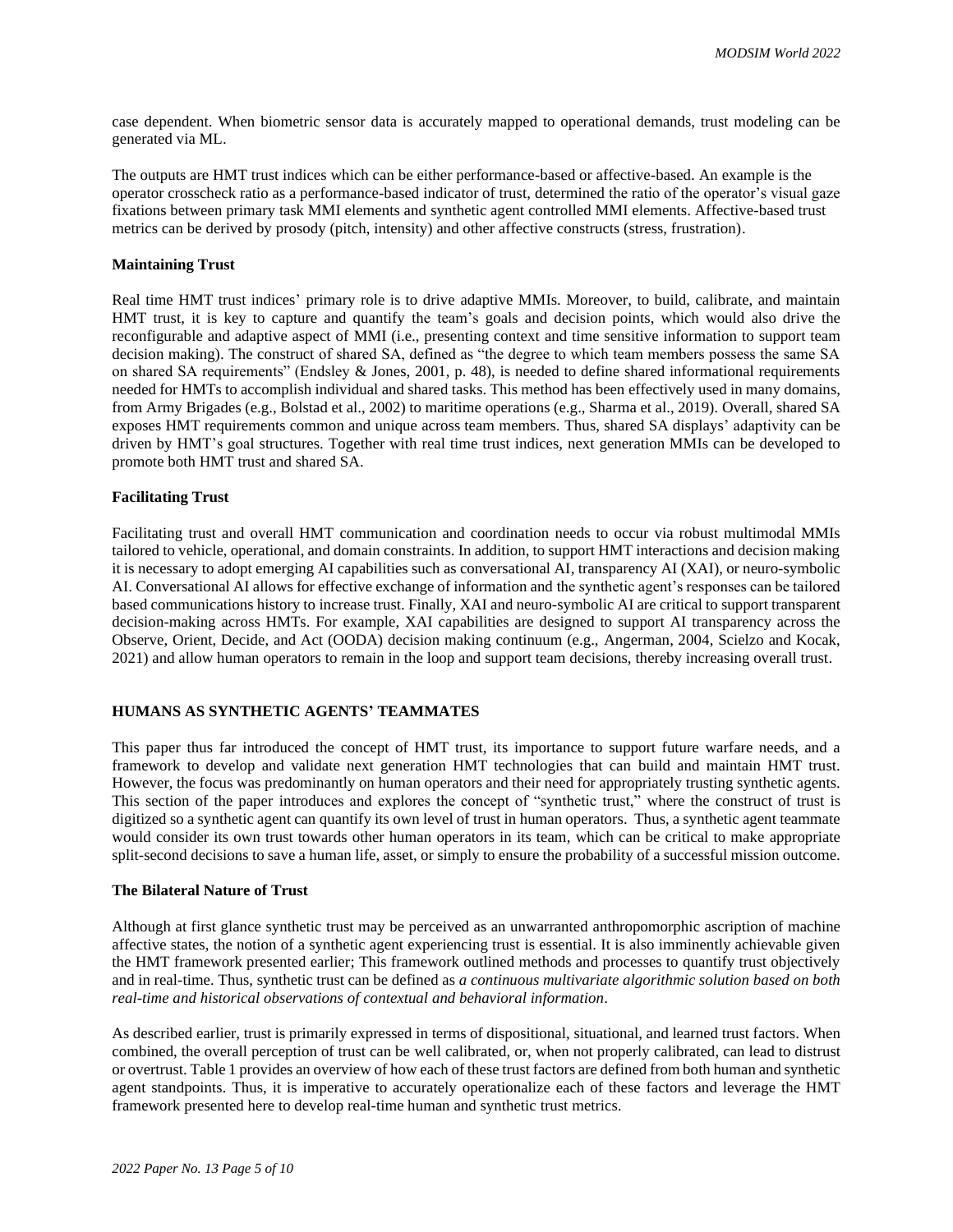case dependent. When biometric sensor data is accurately mapped to operational demands, trust modeling can be generated via ML.

The outputs are HMT trust indices which can be either performance-based or affective-based. An example is the operator crosscheck ratio as a performance-based indicator of trust, determined the ratio of the operator's visual gaze fixations between primary task MMI elements and synthetic agent controlled MMI elements. Affective-based trust metrics can be derived by prosody (pitch, intensity) and other affective constructs (stress, frustration).

**Maintaining Trust**

Real time HMT trust indices' primary role is to drive adaptive MMIs. Moreover, to build, calibrate, and maintain HMT trust, it is key to capture and quantify the team's goals and decision points, which would also drive the reconfigurable and adaptive aspect of MMI (i.e., presenting context and time sensitive information to support team decision making). The construct of shared SA, defined as "the degree to which team members possess the same SA on shared SA requirements" (Endsley & Jones, 2001, p. 48), is needed to define shared informational requirements needed for HMTs to accomplish individual and shared tasks. This method has been effectively used in many domains, from Army Brigades (e.g., Bolstad et al., 2002) to maritime operations (e.g., Sharma et al., 2019). Overall, shared SA exposes HMT requirements common and unique across team members. Thus, shared SA displays' adaptivity can be driven by HMT's goal structures. Together with real time trust indices, next generation MMIs can be developed to promote both HMT trust and shared SA.

**Facilitating Trust**

Facilitating trust and overall HMT communication and coordination needs to occur via robust multimodal MMIs tailored to vehicle, operational, and domain constraints. In addition, to support HMT interactions and decision making it is necessary to adopt emerging AI capabilities such as conversational AI, transparency AI (XAI), or neuro-symbolic AI. Conversational AI allows for effective exchange of information and the synthetic agent's responses can be tailored based communications history to increase trust. Finally, XAI and neuro-symbolic AI are critical to support transparent decision-making across HMTs. For example, XAI capabilities are designed to support AI transparency across the Observe, Orient, Decide, and Act (OODA) decision making continuum (e.g., Angerman, 2004, Scielzo and Kocak, 2021) and allow human operators to remain in the loop and support team decisions, thereby increasing overall trust.

## HUMANS AS SYNTHETIC AGENTS' TEAMMATES

This paper thus far introduced the concept of HMT trust, its importance to support future warfare needs, and a framework to develop and validate next generation HMT technologies that can build and maintain HMT trust. However, the focus was predominantly on human operators and their need for appropriately trusting synthetic agents. This section of the paper introduces and explores the concept of "synthetic trust," where the construct of trust is digitized so a synthetic agent can quantify its own level of trust in human operators. Thus, a synthetic agent teammate would consider its own trust towards other human operators in its team, which can be critical to make appropriate split-second decisions to save a human life, asset, or simply to ensure the probability of a successful mission outcome.

**The Bilateral Nature of Trust**

Although at first glance synthetic trust may be perceived as an unwarranted anthropomorphic ascription of machine affective states, the notion of a synthetic agent experiencing trust is essential. It is also imminently achievable given the HMT framework presented earlier; This framework outlined methods and processes to quantify trust objectively and in real-time. Thus, synthetic trust can be defined as *a continuous multivariate algorithmic solution based on both real-time and historical observations of contextual and behavioral information*.

As described earlier, trust is primarily expressed in terms of dispositional, situational, and learned trust factors. When combined, the overall perception of trust can be well calibrated, or, when not properly calibrated, can lead to distrust or overtrust. Table 1 provides an overview of how each of these trust factors are defined from both human and synthetic agent standpoints. Thus, it is imperative to accurately operationalize each of these factors and leverage the HMT framework presented here to develop real-time human and synthetic trust metrics.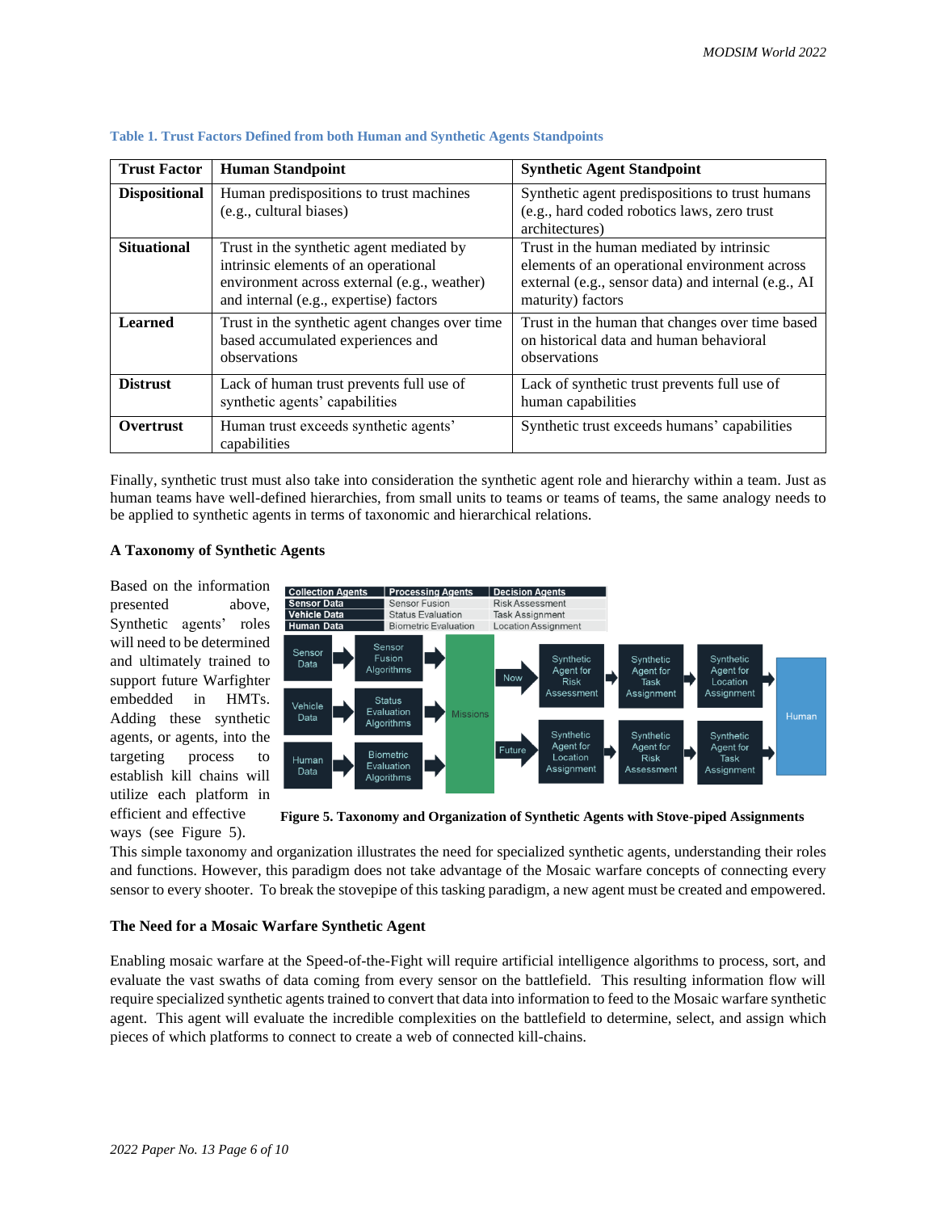**Table 1. Trust Factors Defined from both Human and Synthetic Agents Standpoints**

| Trust Factor | Human Standpoint | Synthetic Agent Standpoint |
|---|---|---|
| **Dispositional** | Human predispositions to trust machines (e.g., cultural biases) | Synthetic agent predispositions to trust humans (e.g., hard coded robotics laws, zero trust architectures) |
| **Situational** | Trust in the synthetic agent mediated by intrinsic elements of an operational environment across external (e.g., weather) and internal (e.g., expertise) factors | Trust in the human mediated by intrinsic elements of an operational environment across external (e.g., sensor data) and internal (e.g., AI maturity) factors |
| **Learned** | Trust in the synthetic agent changes over time based accumulated experiences and observations | Trust in the human that changes over time based on historical data and human behavioral observations |
| **Distrust** | Lack of human trust prevents full use of synthetic agents' capabilities | Lack of synthetic trust prevents full use of human capabilities |
| **Overtrust** | Human trust exceeds synthetic agents' capabilities | Synthetic trust exceeds humans' capabilities |

Finally, synthetic trust must also take into consideration the synthetic agent role and hierarchy within a team. Just as human teams have well-defined hierarchies, from small units to teams or teams of teams, the same analogy needs to be applied to synthetic agents in terms of taxonomic and hierarchical relations.

### A Taxonomy of Synthetic Agents

Based on the information presented above, Synthetic agents' roles will need to be determined and ultimately trained to support future Warfighter embedded in HMTs. Adding these synthetic agents, or agents, into the targeting process to establish kill chains will utilize each platform in efficient and effective ways (see Figure 5).

**Figure 5. Taxonomy and Organization of Synthetic Agents with Stove-piped Assignments**

This simple taxonomy and organization illustrates the need for specialized synthetic agents, understanding their roles and functions. However, this paradigm does not take advantage of the Mosaic warfare concepts of connecting every sensor to every shooter. To break the stovepipe of this tasking paradigm, a new agent must be created and empowered.

### The Need for a Mosaic Warfare Synthetic Agent

Enabling mosaic warfare at the Speed-of-the-Fight will require artificial intelligence algorithms to process, sort, and evaluate the vast swaths of data coming from every sensor on the battlefield. This resulting information flow will require specialized synthetic agents trained to convert that data into information to feed to the Mosaic warfare synthetic agent. This agent will evaluate the incredible complexities on the battlefield to determine, select, and assign which pieces of which platforms to connect to create a web of connected kill-chains.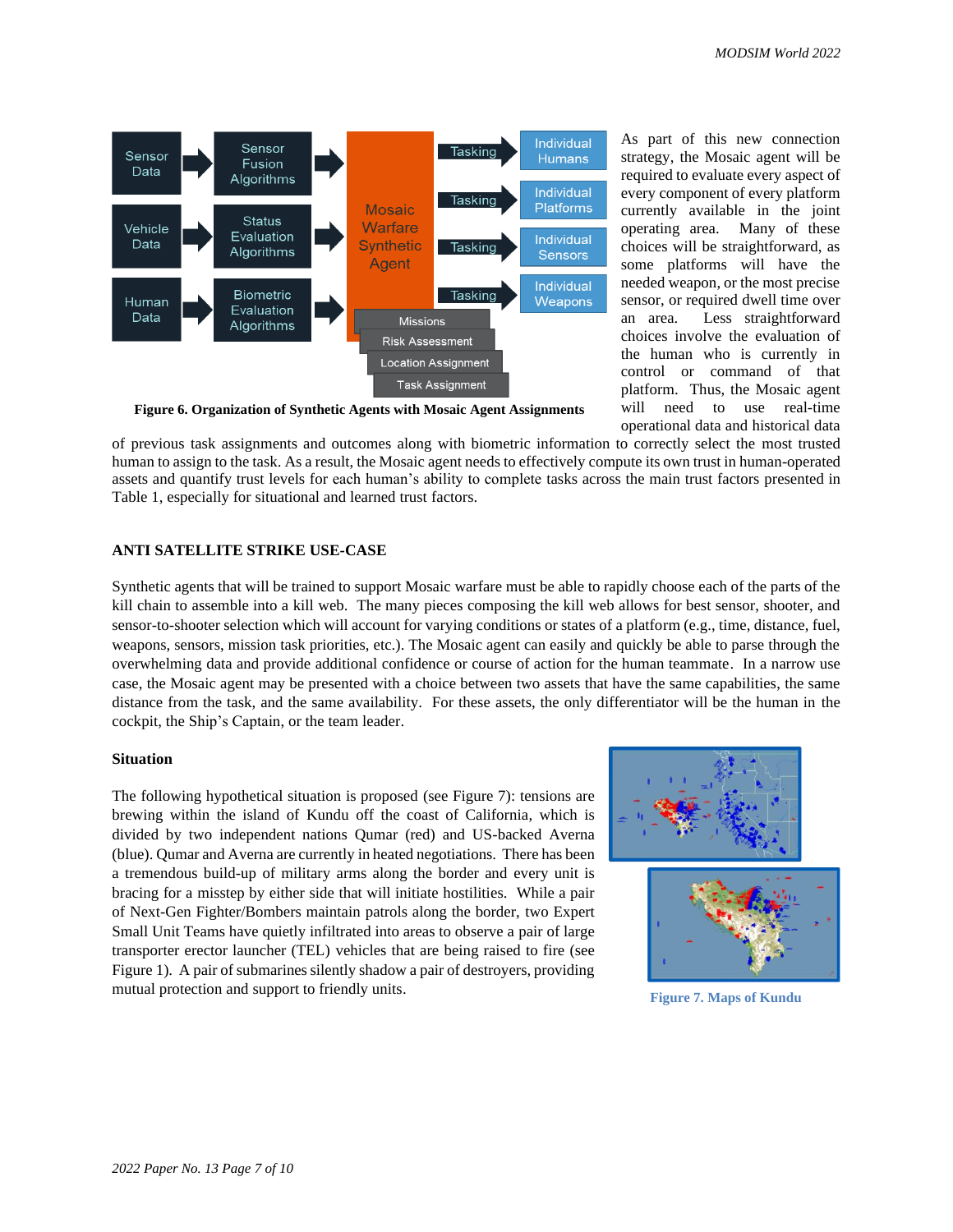Figure 6. Organization of Synthetic Agents with Mosaic Agent Assignments

As part of this new connection strategy, the Mosaic agent will be required to evaluate every aspect of every component of every platform currently available in the joint operating area. Many of these choices will be straightforward, as some platforms will have the needed weapon, or the most precise sensor, or required dwell time over an area. Less straightforward choices involve the evaluation of the human who is currently in control or command of that platform. Thus, the Mosaic agent will need to use real-time operational data and historical data of previous task assignments and outcomes along with biometric information to correctly select the most trusted human to assign to the task. As a result, the Mosaic agent needs to effectively compute its own trust in human-operated assets and quantify trust levels for each human's ability to complete tasks across the main trust factors presented in Table 1, especially for situational and learned trust factors.

## ANTI SATELLITE STRIKE USE-CASE

Synthetic agents that will be trained to support Mosaic warfare must be able to rapidly choose each of the parts of the kill chain to assemble into a kill web. The many pieces composing the kill web allows for best sensor, shooter, and sensor-to-shooter selection which will account for varying conditions or states of a platform (e.g., time, distance, fuel, weapons, sensors, mission task priorities, etc.). The Mosaic agent can easily and quickly be able to parse through the overwhelming data and provide additional confidence or course of action for the human teammate. In a narrow use case, the Mosaic agent may be presented with a choice between two assets that have the same capabilities, the same distance from the task, and the same availability. For these assets, the only differentiator will be the human in the cockpit, the Ship's Captain, or the team leader.

### Situation

The following hypothetical situation is proposed (see Figure 7): tensions are brewing within the island of Kundu off the coast of California, which is divided by two independent nations Qumar (red) and US-backed Averna (blue). Qumar and Averna are currently in heated negotiations. There has been a tremendous build-up of military arms along the border and every unit is bracing for a misstep by either side that will initiate hostilities. While a pair of Next-Gen Fighter/Bombers maintain patrols along the border, two Expert Small Unit Teams have quietly infiltrated into areas to observe a pair of large transporter erector launcher (TEL) vehicles that are being raised to fire (see Figure 1). A pair of submarines silently shadow a pair of destroyers, providing mutual protection and support to friendly units.

Figure 7. Maps of Kundu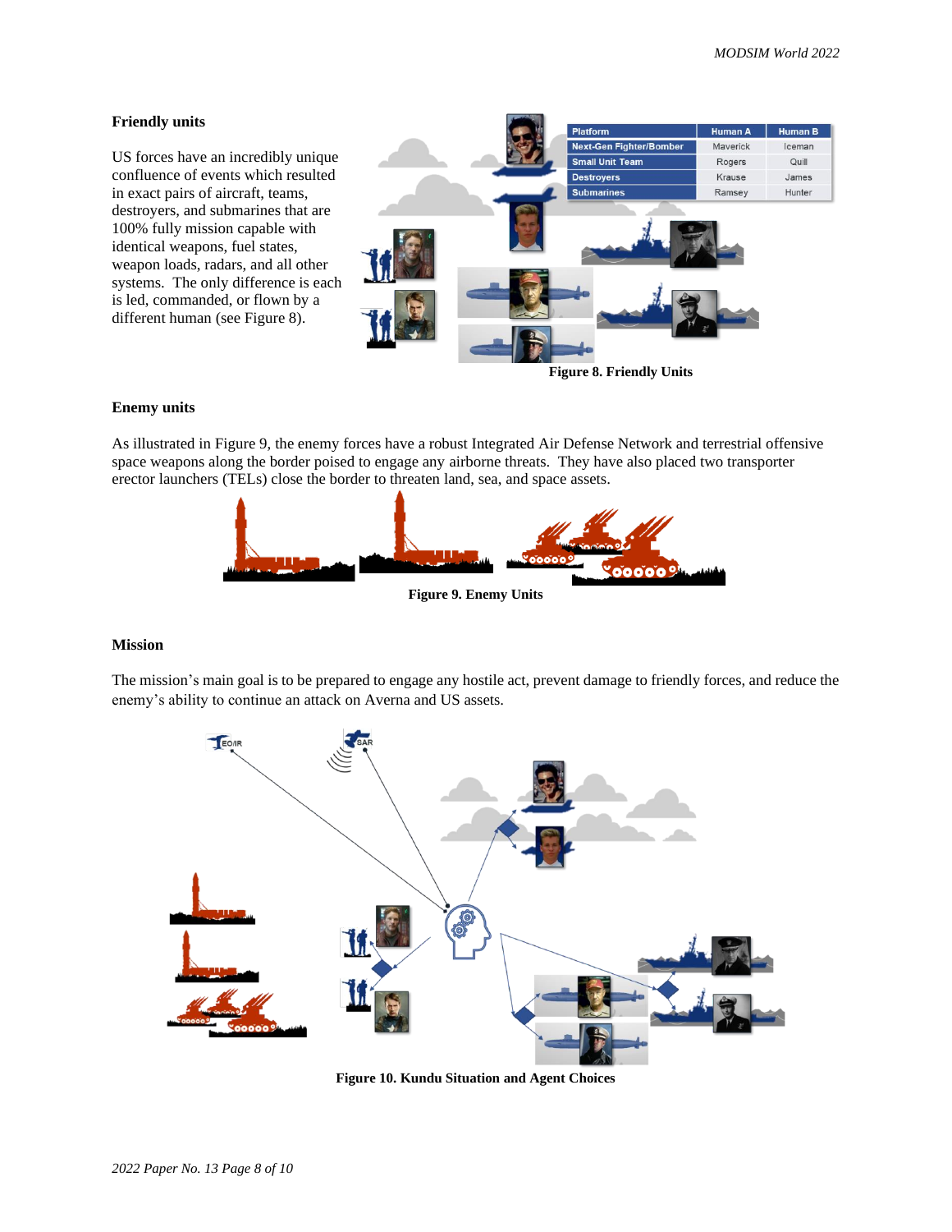### Friendly units

US forces have an incredibly unique confluence of events which resulted in exact pairs of aircraft, teams, destroyers, and submarines that are 100% fully mission capable with identical weapons, fuel states, weapon loads, radars, and all other systems. The only difference is each is led, commanded, or flown by a different human (see Figure 8).

| Platform | Human A | Human B |
|---|---|---|
| Next-Gen Fighter/Bomber | Maverick | Iceman |
| Small Unit Team | Rogers | Quill |
| Destroyers | Krause | James |
| Submarines | Ramsey | Hunter |

**Figure 8. Friendly Units**

### Enemy units

As illustrated in Figure 9, the enemy forces have a robust Integrated Air Defense Network and terrestrial offensive space weapons along the border poised to engage any airborne threats. They have also placed two transporter erector launchers (TELs) close the border to threaten land, sea, and space assets.

**Figure 9. Enemy Units**

### Mission

The mission's main goal is to be prepared to engage any hostile act, prevent damage to friendly forces, and reduce the enemy's ability to continue an attack on Averna and US assets.

**Figure 10. Kundu Situation and Agent Choices**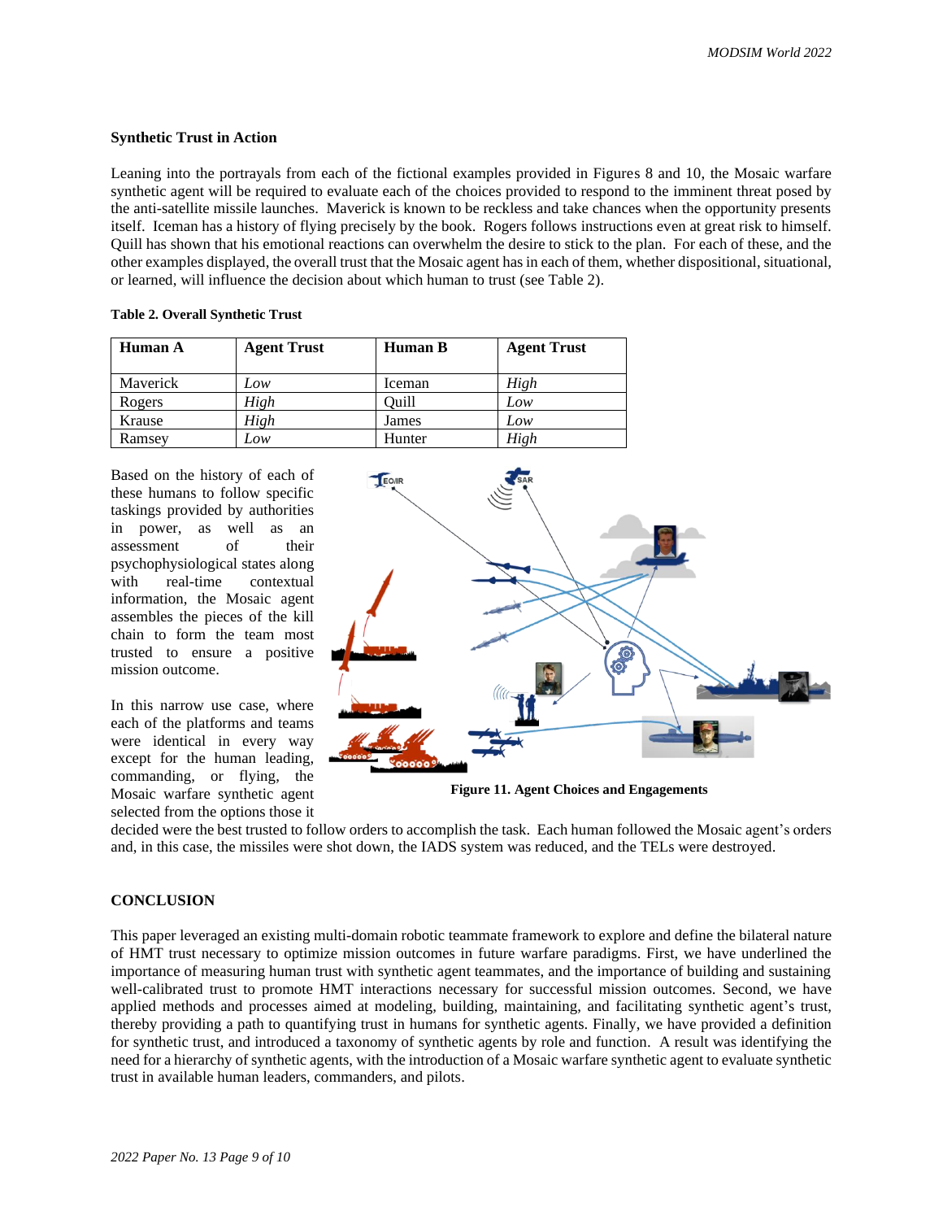**Synthetic Trust in Action**

Leaning into the portrayals from each of the fictional examples provided in Figures 8 and 10, the Mosaic warfare synthetic agent will be required to evaluate each of the choices provided to respond to the imminent threat posed by the anti-satellite missile launches. Maverick is known to be reckless and take chances when the opportunity presents itself. Iceman has a history of flying precisely by the book. Rogers follows instructions even at great risk to himself. Quill has shown that his emotional reactions can overwhelm the desire to stick to the plan. For each of these, and the other examples displayed, the overall trust that the Mosaic agent has in each of them, whether dispositional, situational, or learned, will influence the decision about which human to trust (see Table 2).

**Table 2. Overall Synthetic Trust**

| Human A | Agent Trust | Human B | Agent Trust |
|---|---|---|---|
| Maverick | *Low* | Iceman | *High* |
| Rogers | *High* | Quill | *Low* |
| Krause | *High* | James | *Low* |
| Ramsey | *Low* | Hunter | *High* |

Based on the history of each of these humans to follow specific taskings provided by authorities in power, as well as an assessment of their psychophysiological states along with real-time contextual information, the Mosaic agent assembles the pieces of the kill chain to form the team most trusted to ensure a positive mission outcome.

In this narrow use case, where each of the platforms and teams were identical in every way except for the human leading, commanding, or flying, the Mosaic warfare synthetic agent selected from the options those it decided were the best trusted to follow orders to accomplish the task. Each human followed the Mosaic agent's orders and, in this case, the missiles were shot down, the IADS system was reduced, and the TELs were destroyed.

**Figure 11. Agent Choices and Engagements**

**CONCLUSION**

This paper leveraged an existing multi-domain robotic teammate framework to explore and define the bilateral nature of HMT trust necessary to optimize mission outcomes in future warfare paradigms. First, we have underlined the importance of measuring human trust with synthetic agent teammates, and the importance of building and sustaining well-calibrated trust to promote HMT interactions necessary for successful mission outcomes. Second, we have applied methods and processes aimed at modeling, building, maintaining, and facilitating synthetic agent's trust, thereby providing a path to quantifying trust in humans for synthetic agents. Finally, we have provided a definition for synthetic trust, and introduced a taxonomy of synthetic agents by role and function. A result was identifying the need for a hierarchy of synthetic agents, with the introduction of a Mosaic warfare synthetic agent to evaluate synthetic trust in available human leaders, commanders, and pilots.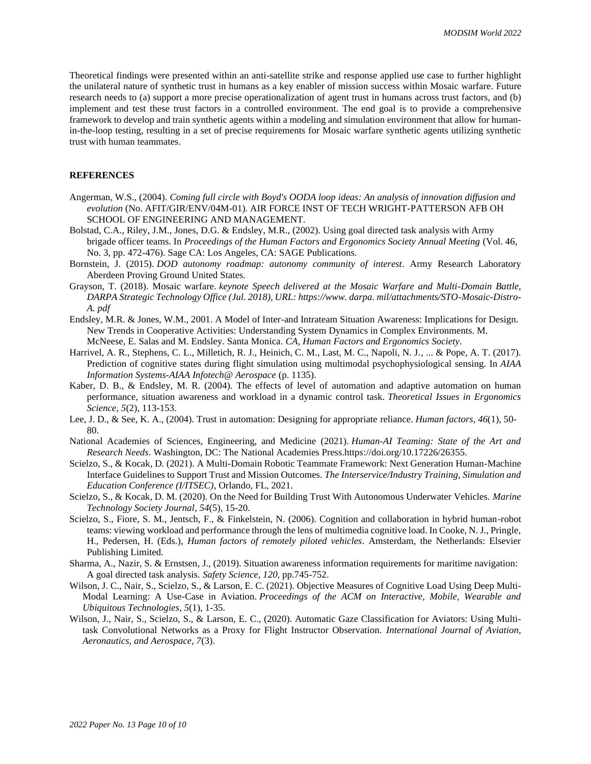Theoretical findings were presented within an anti-satellite strike and response applied use case to further highlight the unilateral nature of synthetic trust in humans as a key enabler of mission success within Mosaic warfare. Future research needs to (a) support a more precise operationalization of agent trust in humans across trust factors, and (b) implement and test these trust factors in a controlled environment. The end goal is to provide a comprehensive framework to develop and train synthetic agents within a modeling and simulation environment that allow for human-in-the-loop testing, resulting in a set of precise requirements for Mosaic warfare synthetic agents utilizing synthetic trust with human teammates.

## REFERENCES

Angerman, W.S., (2004). *Coming full circle with Boyd's OODA loop ideas: An analysis of innovation diffusion and evolution* (No. AFIT/GIR/ENV/04M-01). AIR FORCE INST OF TECH WRIGHT-PATTERSON AFB OH SCHOOL OF ENGINEERING AND MANAGEMENT.

Bolstad, C.A., Riley, J.M., Jones, D.G. & Endsley, M.R., (2002). Using goal directed task analysis with Army brigade officer teams. In *Proceedings of the Human Factors and Ergonomics Society Annual Meeting* (Vol. 46, No. 3, pp. 472-476). Sage CA: Los Angeles, CA: SAGE Publications.

Bornstein, J. (2015). *DOD autonomy roadmap: autonomy community of interest*. Army Research Laboratory Aberdeen Proving Ground United States.

Grayson, T. (2018). Mosaic warfare. *keynote Speech delivered at the Mosaic Warfare and Multi-Domain Battle, DARPA Strategic Technology Office (Jul. 2018), URL: https://www. darpa. mil/attachments/STO-Mosaic-Distro-A. pdf*

Endsley, M.R. & Jones, W.M., 2001. A Model of Inter-and Intrateam Situation Awareness: Implications for Design. New Trends in Cooperative Activities: Understanding System Dynamics in Complex Environments. M. McNeese, E. Salas and M. Endsley. Santa Monica. *CA, Human Factors and Ergonomics Society*.

Harrivel, A. R., Stephens, C. L., Milletich, R. J., Heinich, C. M., Last, M. C., Napoli, N. J., ... & Pope, A. T. (2017). Prediction of cognitive states during flight simulation using multimodal psychophysiological sensing. In *AIAA Information Systems-AIAA Infotech@ Aerospace* (p. 1135).

Kaber, D. B., & Endsley, M. R. (2004). The effects of level of automation and adaptive automation on human performance, situation awareness and workload in a dynamic control task. *Theoretical Issues in Ergonomics Science*, *5*(2), 113-153.

Lee, J. D., & See, K. A., (2004). Trust in automation: Designing for appropriate reliance. *Human factors*, *46*(1), 50-80.

National Academies of Sciences, Engineering, and Medicine (2021). *Human-AI Teaming: State of the Art and Research Needs*. Washington, DC: The National Academies Press.https://doi.org/10.17226/26355.

Scielzo, S., & Kocak, D. (2021). A Multi-Domain Robotic Teammate Framework: Next Generation Human-Machine Interface Guidelines to Support Trust and Mission Outcomes. *The Interservice/Industry Training, Simulation and Education Conference (I/ITSEC)*, Orlando, FL, 2021.

Scielzo, S., & Kocak, D. M. (2020). On the Need for Building Trust With Autonomous Underwater Vehicles. *Marine Technology Society Journal*, *54*(5), 15-20.

Scielzo, S., Fiore, S. M., Jentsch, F., & Finkelstein, N. (2006). Cognition and collaboration in hybrid human-robot teams: viewing workload and performance through the lens of multimedia cognitive load. In Cooke, N. J., Pringle, H., Pedersen, H. (Eds.), *Human factors of remotely piloted vehicles*. Amsterdam, the Netherlands: Elsevier Publishing Limited.

Sharma, A., Nazir, S. & Ernstsen, J., (2019). Situation awareness information requirements for maritime navigation: A goal directed task analysis. *Safety Science*, *120*, pp.745-752.

Wilson, J. C., Nair, S., Scielzo, S., & Larson, E. C. (2021). Objective Measures of Cognitive Load Using Deep Multi-Modal Learning: A Use-Case in Aviation. *Proceedings of the ACM on Interactive, Mobile, Wearable and Ubiquitous Technologies*, *5*(1), 1-35.

Wilson, J., Nair, S., Scielzo, S., & Larson, E. C., (2020). Automatic Gaze Classification for Aviators: Using Multi-task Convolutional Networks as a Proxy for Flight Instructor Observation. *International Journal of Aviation, Aeronautics, and Aerospace, 7*(3).